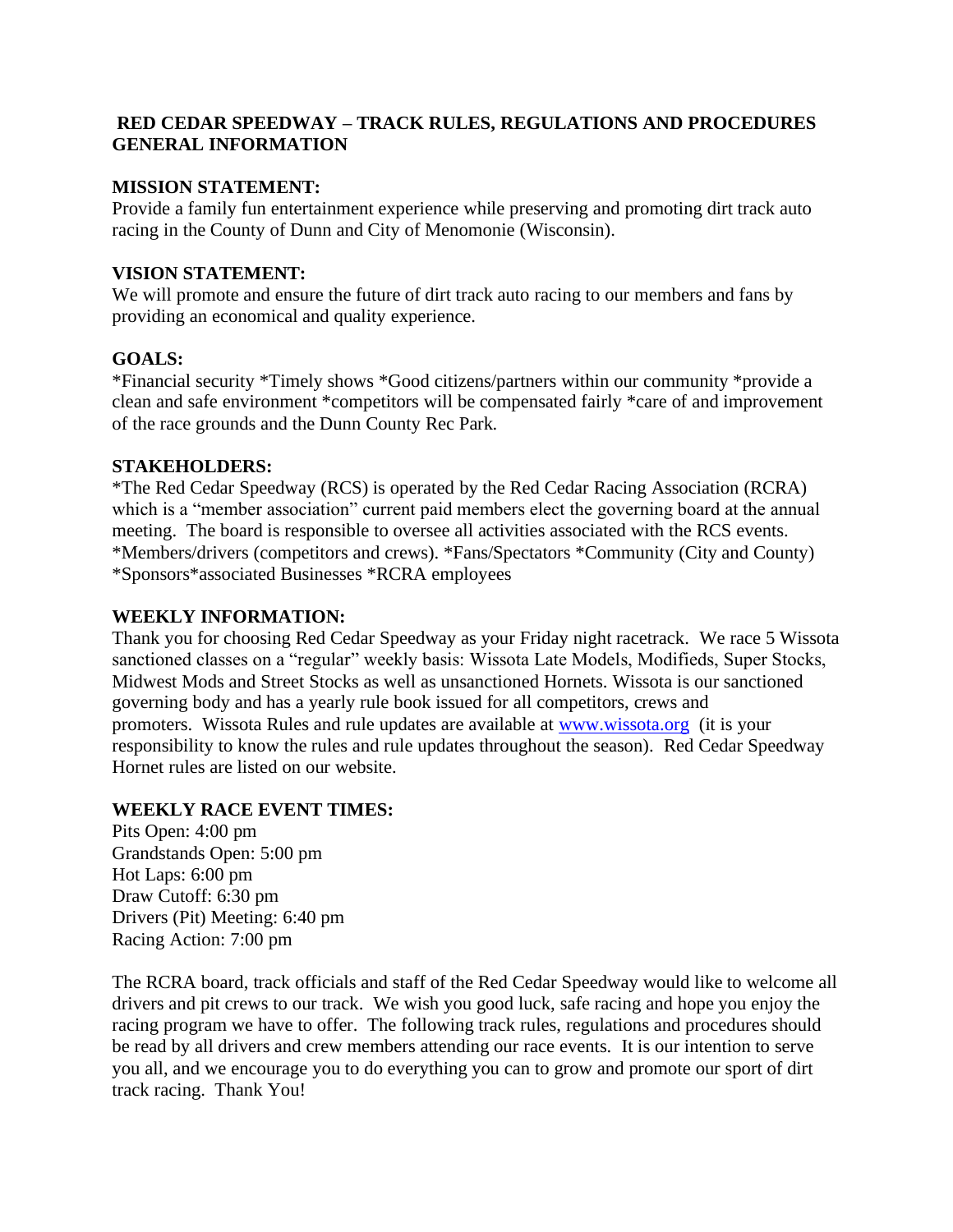# RED CEDAR SPEEDWAY – TRACK RULES, REGULATIONS AND PROCEDURES GENERAL INFORMATION

## MISSION STATEMENT:

Provide a family fun entertainment experience while preserving and promoting dirt track auto racing in the County of Dunn and City of Menomonie (Wisconsin).

## VISION STATEMENT:

We will promote and ensure the future of dirt track auto racing to our members and fans by providing an economical and quality experience.

## GOALS:

*Financial security *Timely shows *Good citizens/partners within our community *provide a clean and safe environment *competitors will be compensated fairly *care of and improvement of the race grounds and the Dunn County Rec Park.

## STAKEHOLDERS:

*The Red Cedar Speedway (RCS) is operated by the Red Cedar Racing Association (RCRA) which is a "member association" current paid members elect the governing board at the annual meeting. The board is responsible to oversee all activities associated with the RCS events. *Members/drivers (competitors and crews). *Fans/Spectators *Community (City and County) *Sponsors*associated Businesses *RCRA employees

## WEEKLY INFORMATION:

Thank you for choosing Red Cedar Speedway as your Friday night racetrack. We race 5 Wissota sanctioned classes on a "regular" weekly basis: Wissota Late Models, Modifieds, Super Stocks, Midwest Mods and Street Stocks as well as unsanctioned Hornets. Wissota is our sanctioned governing body and has a yearly rule book issued for all competitors, crews and promoters. Wissota Rules and rule updates are available at [www.wissota.org](http://www.wissota.org) (it is your responsibility to know the rules and rule updates throughout the season). Red Cedar Speedway Hornet rules are listed on our website.

## WEEKLY RACE EVENT TIMES:

Pits Open: 4:00 pm
Grandstands Open: 5:00 pm
Hot Laps: 6:00 pm
Draw Cutoff: 6:30 pm
Drivers (Pit) Meeting: 6:40 pm
Racing Action: 7:00 pm

The RCRA board, track officials and staff of the Red Cedar Speedway would like to welcome all drivers and pit crews to our track. We wish you good luck, safe racing and hope you enjoy the racing program we have to offer. The following track rules, regulations and procedures should be read by all drivers and crew members attending our race events. It is our intention to serve you all, and we encourage you to do everything you can to grow and promote our sport of dirt track racing. Thank You!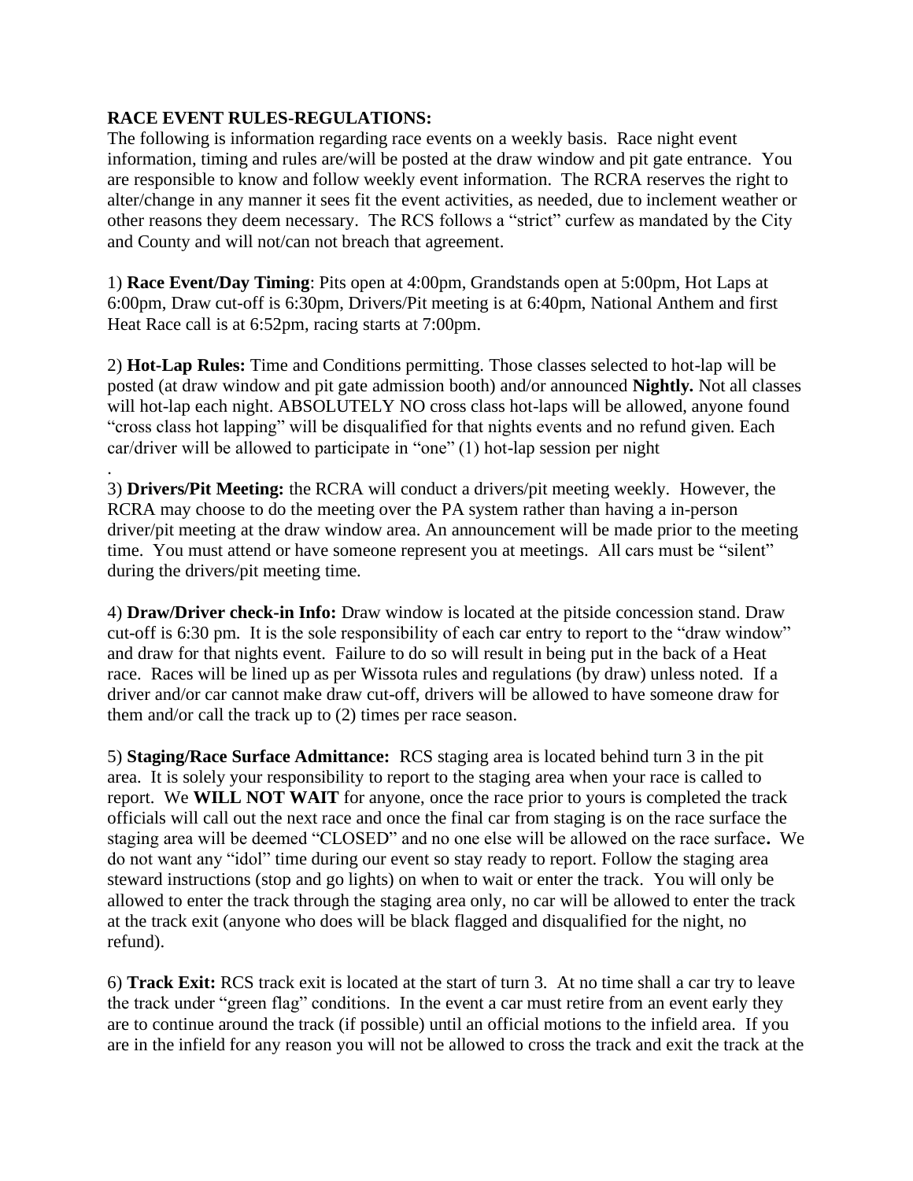**RACE EVENT RULES-REGULATIONS:**
The following is information regarding race events on a weekly basis. Race night event information, timing and rules are/will be posted at the draw window and pit gate entrance. You are responsible to know and follow weekly event information. The RCRA reserves the right to alter/change in any manner it sees fit the event activities, as needed, due to inclement weather or other reasons they deem necessary. The RCS follows a "strict" curfew as mandated by the City and County and will not/can not breach that agreement.

1) **Race Event/Day Timing**: Pits open at 4:00pm, Grandstands open at 5:00pm, Hot Laps at 6:00pm, Draw cut-off is 6:30pm, Drivers/Pit meeting is at 6:40pm, National Anthem and first Heat Race call is at 6:52pm, racing starts at 7:00pm.

2) **Hot-Lap Rules:** Time and Conditions permitting. Those classes selected to hot-lap will be posted (at draw window and pit gate admission booth) and/or announced **Nightly.** Not all classes will hot-lap each night. ABSOLUTELY NO cross class hot-laps will be allowed, anyone found "cross class hot lapping" will be disqualified for that nights events and no refund given. Each car/driver will be allowed to participate in "one" (1) hot-lap session per night
.

3) **Drivers/Pit Meeting:** the RCRA will conduct a drivers/pit meeting weekly. However, the RCRA may choose to do the meeting over the PA system rather than having a in-person driver/pit meeting at the draw window area. An announcement will be made prior to the meeting time. You must attend or have someone represent you at meetings. All cars must be "silent" during the drivers/pit meeting time.

4) **Draw/Driver check-in Info:** Draw window is located at the pitside concession stand. Draw cut-off is 6:30 pm. It is the sole responsibility of each car entry to report to the "draw window" and draw for that nights event. Failure to do so will result in being put in the back of a Heat race. Races will be lined up as per Wissota rules and regulations (by draw) unless noted. If a driver and/or car cannot make draw cut-off, drivers will be allowed to have someone draw for them and/or call the track up to (2) times per race season.

5) **Staging/Race Surface Admittance:** RCS staging area is located behind turn 3 in the pit area. It is solely your responsibility to report to the staging area when your race is called to report. We **WILL NOT WAIT** for anyone, once the race prior to yours is completed the track officials will call out the next race and once the final car from staging is on the race surface the staging area will be deemed "CLOSED" and no one else will be allowed on the race surface**.** We do not want any "idol" time during our event so stay ready to report. Follow the staging area steward instructions (stop and go lights) on when to wait or enter the track. You will only be allowed to enter the track through the staging area only, no car will be allowed to enter the track at the track exit (anyone who does will be black flagged and disqualified for the night, no refund).

6) **Track Exit:** RCS track exit is located at the start of turn 3. At no time shall a car try to leave the track under "green flag" conditions. In the event a car must retire from an event early they are to continue around the track (if possible) until an official motions to the infield area. If you are in the infield for any reason you will not be allowed to cross the track and exit the track at the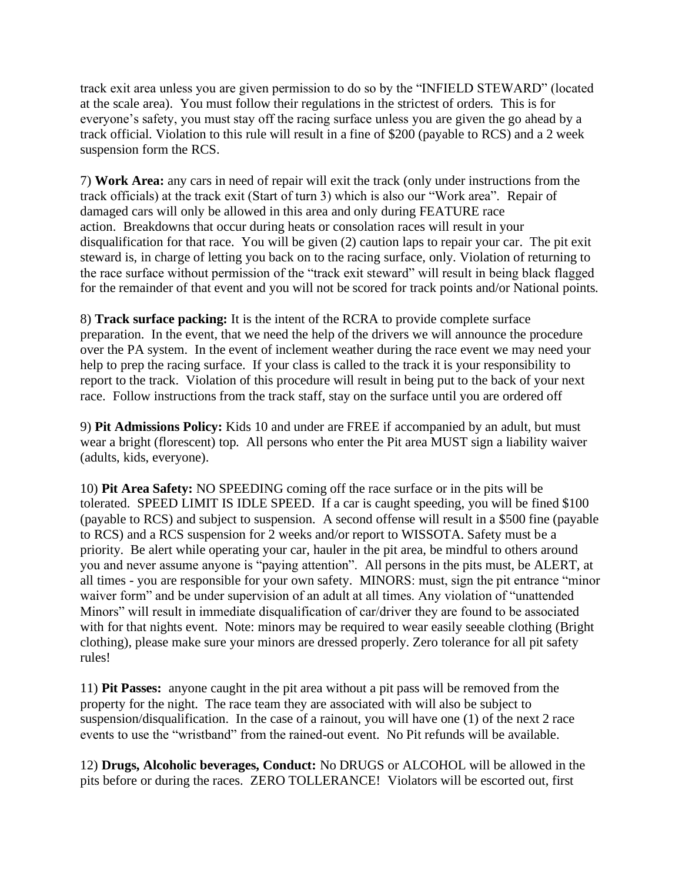track exit area unless you are given permission to do so by the "INFIELD STEWARD" (located at the scale area). You must follow their regulations in the strictest of orders. This is for everyone's safety, you must stay off the racing surface unless you are given the go ahead by a track official. Violation to this rule will result in a fine of $200 (payable to RCS) and a 2 week suspension form the RCS.

7) **Work Area:** any cars in need of repair will exit the track (only under instructions from the track officials) at the track exit (Start of turn 3) which is also our "Work area". Repair of damaged cars will only be allowed in this area and only during FEATURE race action. Breakdowns that occur during heats or consolation races will result in your disqualification for that race. You will be given (2) caution laps to repair your car. The pit exit steward is, in charge of letting you back on to the racing surface, only. Violation of returning to the race surface without permission of the "track exit steward" will result in being black flagged for the remainder of that event and you will not be scored for track points and/or National points.

8) **Track surface packing:** It is the intent of the RCRA to provide complete surface preparation. In the event, that we need the help of the drivers we will announce the procedure over the PA system. In the event of inclement weather during the race event we may need your help to prep the racing surface. If your class is called to the track it is your responsibility to report to the track. Violation of this procedure will result in being put to the back of your next race. Follow instructions from the track staff, stay on the surface until you are ordered off

9) **Pit Admissions Policy:** Kids 10 and under are FREE if accompanied by an adult, but must wear a bright (florescent) top. All persons who enter the Pit area MUST sign a liability waiver (adults, kids, everyone).

10) **Pit Area Safety:** NO SPEEDING coming off the race surface or in the pits will be tolerated. SPEED LIMIT IS IDLE SPEED. If a car is caught speeding, you will be fined $100 (payable to RCS) and subject to suspension. A second offense will result in a $500 fine (payable to RCS) and a RCS suspension for 2 weeks and/or report to WISSOTA. Safety must be a priority. Be alert while operating your car, hauler in the pit area, be mindful to others around you and never assume anyone is "paying attention". All persons in the pits must, be ALERT, at all times - you are responsible for your own safety. MINORS: must, sign the pit entrance "minor waiver form" and be under supervision of an adult at all times. Any violation of "unattended Minors" will result in immediate disqualification of car/driver they are found to be associated with for that nights event. Note: minors may be required to wear easily seeable clothing (Bright clothing), please make sure your minors are dressed properly. Zero tolerance for all pit safety rules!

11) **Pit Passes:** anyone caught in the pit area without a pit pass will be removed from the property for the night. The race team they are associated with will also be subject to suspension/disqualification. In the case of a rainout, you will have one (1) of the next 2 race events to use the "wristband" from the rained-out event. No Pit refunds will be available.

12) **Drugs, Alcoholic beverages, Conduct:** No DRUGS or ALCOHOL will be allowed in the pits before or during the races. ZERO TOLLERANCE! Violators will be escorted out, first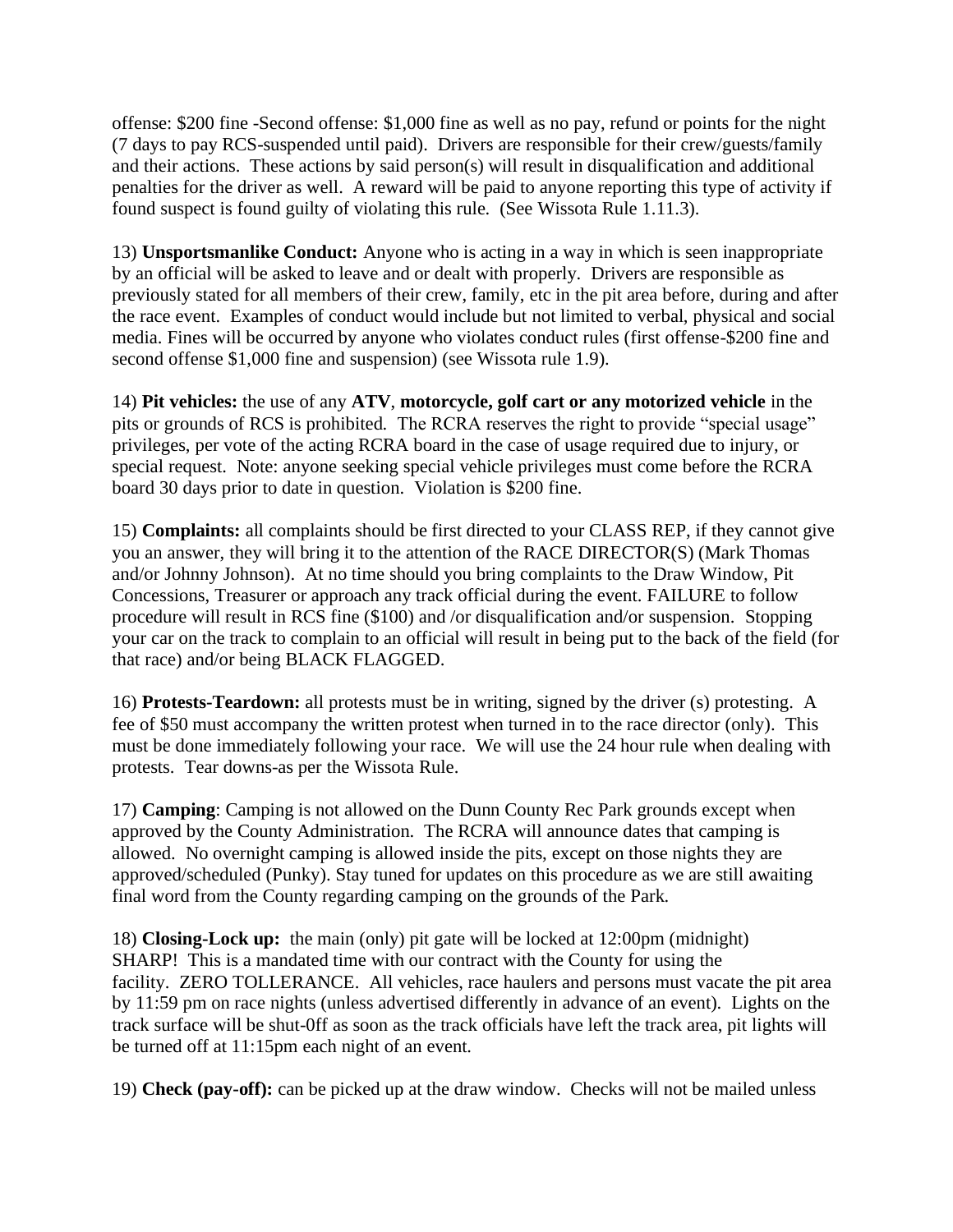offense: $200 fine -Second offense: $1,000 fine as well as no pay, refund or points for the night (7 days to pay RCS-suspended until paid). Drivers are responsible for their crew/guests/family and their actions. These actions by said person(s) will result in disqualification and additional penalties for the driver as well. A reward will be paid to anyone reporting this type of activity if found suspect is found guilty of violating this rule. (See Wissota Rule 1.11.3).

13) **Unsportsmanlike Conduct:** Anyone who is acting in a way in which is seen inappropriate by an official will be asked to leave and or dealt with properly. Drivers are responsible as previously stated for all members of their crew, family, etc in the pit area before, during and after the race event. Examples of conduct would include but not limited to verbal, physical and social media. Fines will be occurred by anyone who violates conduct rules (first offense-$200 fine and second offense $1,000 fine and suspension) (see Wissota rule 1.9).

14) **Pit vehicles:** the use of any **ATV**, **motorcycle, golf cart or any motorized vehicle** in the pits or grounds of RCS is prohibited. The RCRA reserves the right to provide "special usage" privileges, per vote of the acting RCRA board in the case of usage required due to injury, or special request. Note: anyone seeking special vehicle privileges must come before the RCRA board 30 days prior to date in question. Violation is $200 fine.

15) **Complaints:** all complaints should be first directed to your CLASS REP, if they cannot give you an answer, they will bring it to the attention of the RACE DIRECTOR(S) (Mark Thomas and/or Johnny Johnson). At no time should you bring complaints to the Draw Window, Pit Concessions, Treasurer or approach any track official during the event. FAILURE to follow procedure will result in RCS fine ($100) and /or disqualification and/or suspension. Stopping your car on the track to complain to an official will result in being put to the back of the field (for that race) and/or being BLACK FLAGGED.

16) **Protests-Teardown:** all protests must be in writing, signed by the driver (s) protesting. A fee of $50 must accompany the written protest when turned in to the race director (only). This must be done immediately following your race. We will use the 24 hour rule when dealing with protests. Tear downs-as per the Wissota Rule.

17) **Camping**: Camping is not allowed on the Dunn County Rec Park grounds except when approved by the County Administration. The RCRA will announce dates that camping is allowed. No overnight camping is allowed inside the pits, except on those nights they are approved/scheduled (Punky). Stay tuned for updates on this procedure as we are still awaiting final word from the County regarding camping on the grounds of the Park.

18) **Closing-Lock up:** the main (only) pit gate will be locked at 12:00pm (midnight) SHARP! This is a mandated time with our contract with the County for using the facility. ZERO TOLLERANCE. All vehicles, race haulers and persons must vacate the pit area by 11:59 pm on race nights (unless advertised differently in advance of an event). Lights on the track surface will be shut-0ff as soon as the track officials have left the track area, pit lights will be turned off at 11:15pm each night of an event.

19) **Check (pay-off):** can be picked up at the draw window. Checks will not be mailed unless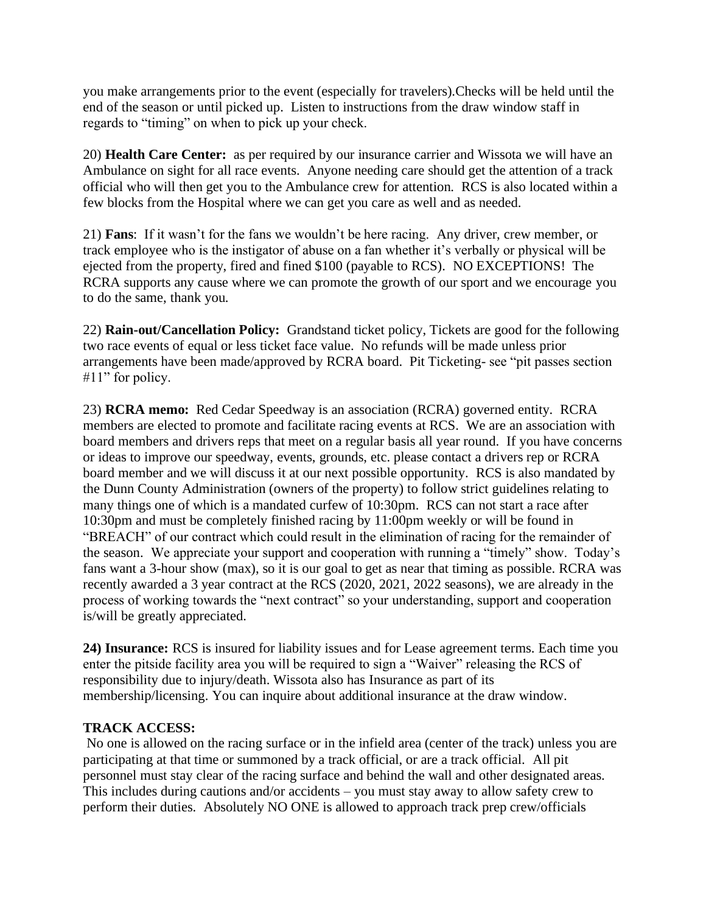you make arrangements prior to the event (especially for travelers).Checks will be held until the end of the season or until picked up. Listen to instructions from the draw window staff in regards to "timing" on when to pick up your check.

20) **Health Care Center:** as per required by our insurance carrier and Wissota we will have an Ambulance on sight for all race events. Anyone needing care should get the attention of a track official who will then get you to the Ambulance crew for attention. RCS is also located within a few blocks from the Hospital where we can get you care as well and as needed.

21) **Fans**: If it wasn't for the fans we wouldn't be here racing. Any driver, crew member, or track employee who is the instigator of abuse on a fan whether it's verbally or physical will be ejected from the property, fired and fined $100 (payable to RCS). NO EXCEPTIONS! The RCRA supports any cause where we can promote the growth of our sport and we encourage you to do the same, thank you.

22) **Rain-out/Cancellation Policy:** Grandstand ticket policy, Tickets are good for the following two race events of equal or less ticket face value. No refunds will be made unless prior arrangements have been made/approved by RCRA board. Pit Ticketing- see "pit passes section #11" for policy.

23) **RCRA memo:** Red Cedar Speedway is an association (RCRA) governed entity. RCRA members are elected to promote and facilitate racing events at RCS. We are an association with board members and drivers reps that meet on a regular basis all year round. If you have concerns or ideas to improve our speedway, events, grounds, etc. please contact a drivers rep or RCRA board member and we will discuss it at our next possible opportunity. RCS is also mandated by the Dunn County Administration (owners of the property) to follow strict guidelines relating to many things one of which is a mandated curfew of 10:30pm. RCS can not start a race after 10:30pm and must be completely finished racing by 11:00pm weekly or will be found in "BREACH" of our contract which could result in the elimination of racing for the remainder of the season. We appreciate your support and cooperation with running a "timely" show. Today's fans want a 3-hour show (max), so it is our goal to get as near that timing as possible. RCRA was recently awarded a 3 year contract at the RCS (2020, 2021, 2022 seasons), we are already in the process of working towards the "next contract" so your understanding, support and cooperation is/will be greatly appreciated.

**24) Insurance:** RCS is insured for liability issues and for Lease agreement terms. Each time you enter the pitside facility area you will be required to sign a "Waiver" releasing the RCS of responsibility due to injury/death. Wissota also has Insurance as part of its membership/licensing. You can inquire about additional insurance at the draw window.

**TRACK ACCESS:**

No one is allowed on the racing surface or in the infield area (center of the track) unless you are participating at that time or summoned by a track official, or are a track official. All pit personnel must stay clear of the racing surface and behind the wall and other designated areas. This includes during cautions and/or accidents – you must stay away to allow safety crew to perform their duties. Absolutely NO ONE is allowed to approach track prep crew/officials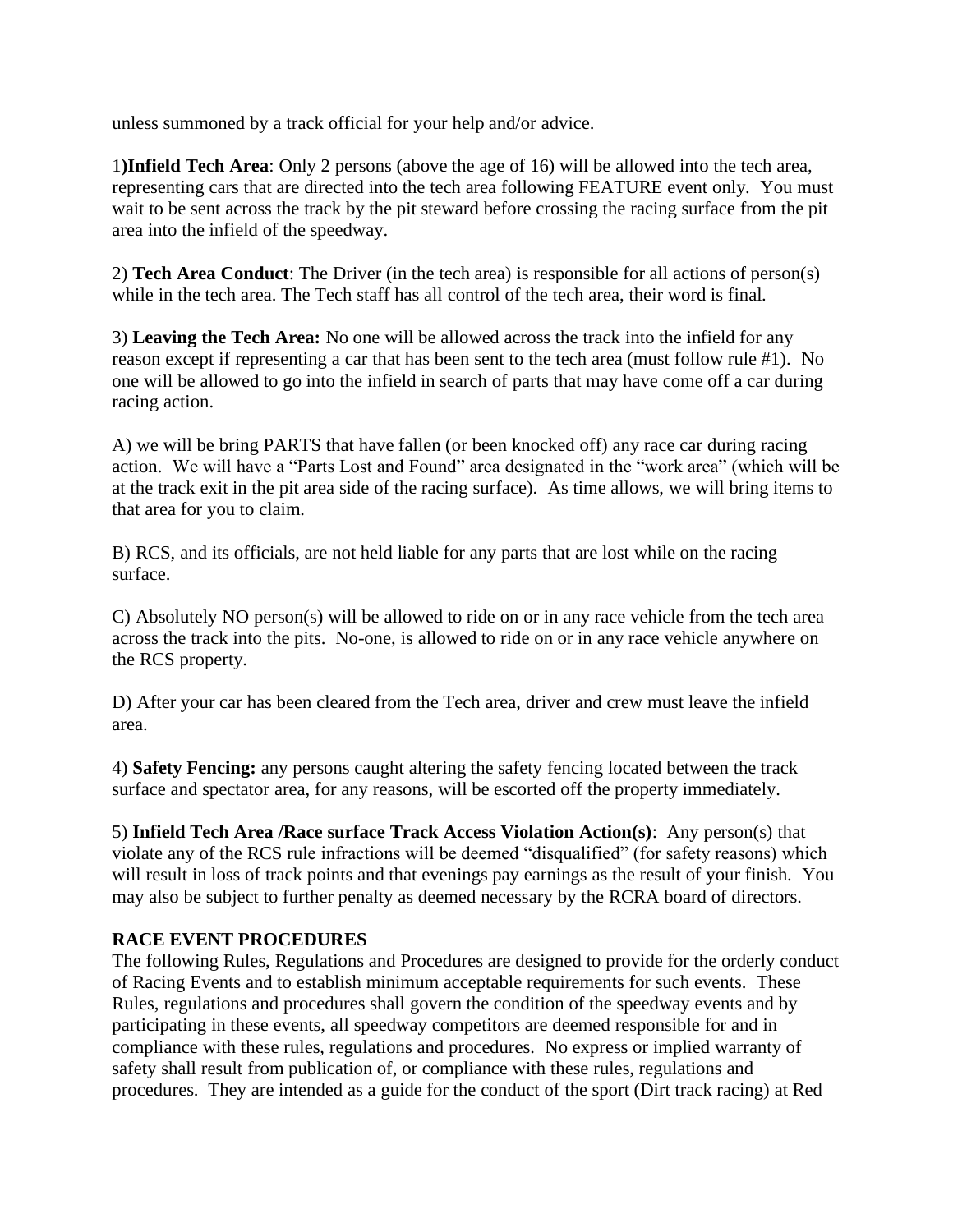unless summoned by a track official for your help and/or advice.

1)**Infield Tech Area**: Only 2 persons (above the age of 16) will be allowed into the tech area, representing cars that are directed into the tech area following FEATURE event only. You must wait to be sent across the track by the pit steward before crossing the racing surface from the pit area into the infield of the speedway.

2) **Tech Area Conduct**: The Driver (in the tech area) is responsible for all actions of person(s) while in the tech area. The Tech staff has all control of the tech area, their word is final.

3) **Leaving the Tech Area:** No one will be allowed across the track into the infield for any reason except if representing a car that has been sent to the tech area (must follow rule #1). No one will be allowed to go into the infield in search of parts that may have come off a car during racing action.

A) we will be bring PARTS that have fallen (or been knocked off) any race car during racing action. We will have a "Parts Lost and Found" area designated in the "work area" (which will be at the track exit in the pit area side of the racing surface). As time allows, we will bring items to that area for you to claim.

B) RCS, and its officials, are not held liable for any parts that are lost while on the racing surface.

C) Absolutely NO person(s) will be allowed to ride on or in any race vehicle from the tech area across the track into the pits. No-one, is allowed to ride on or in any race vehicle anywhere on the RCS property.

D) After your car has been cleared from the Tech area, driver and crew must leave the infield area.

4) **Safety Fencing:** any persons caught altering the safety fencing located between the track surface and spectator area, for any reasons, will be escorted off the property immediately.

5) **Infield Tech Area /Race surface Track Access Violation Action(s)**: Any person(s) that violate any of the RCS rule infractions will be deemed "disqualified" (for safety reasons) which will result in loss of track points and that evenings pay earnings as the result of your finish. You may also be subject to further penalty as deemed necessary by the RCRA board of directors.

**RACE EVENT PROCEDURES**

The following Rules, Regulations and Procedures are designed to provide for the orderly conduct of Racing Events and to establish minimum acceptable requirements for such events. These Rules, regulations and procedures shall govern the condition of the speedway events and by participating in these events, all speedway competitors are deemed responsible for and in compliance with these rules, regulations and procedures. No express or implied warranty of safety shall result from publication of, or compliance with these rules, regulations and procedures. They are intended as a guide for the conduct of the sport (Dirt track racing) at Red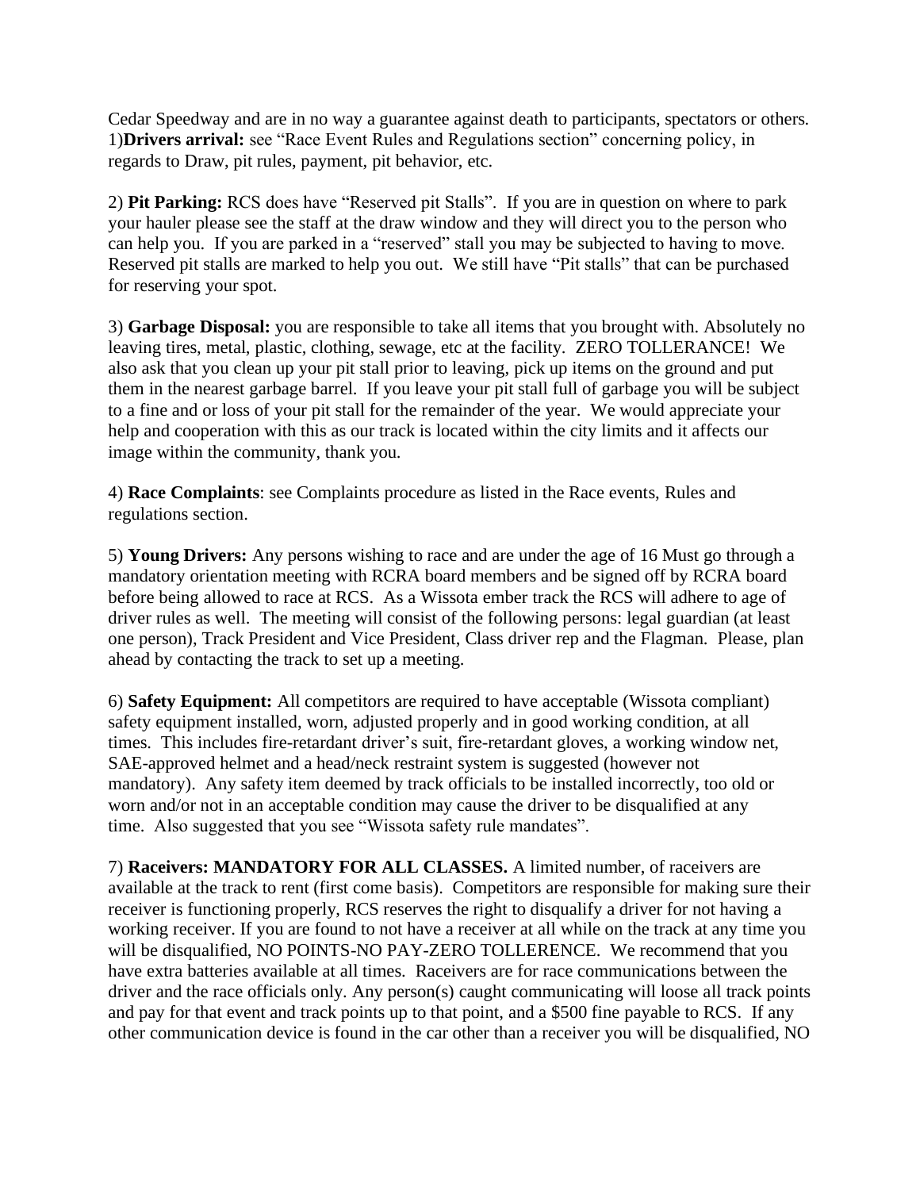Cedar Speedway and are in no way a guarantee against death to participants, spectators or others.
1)**Drivers arrival:** see "Race Event Rules and Regulations section" concerning policy, in regards to Draw, pit rules, payment, pit behavior, etc.

2) **Pit Parking:** RCS does have "Reserved pit Stalls". If you are in question on where to park your hauler please see the staff at the draw window and they will direct you to the person who can help you. If you are parked in a "reserved" stall you may be subjected to having to move. Reserved pit stalls are marked to help you out. We still have "Pit stalls" that can be purchased for reserving your spot.

3) **Garbage Disposal:** you are responsible to take all items that you brought with. Absolutely no leaving tires, metal, plastic, clothing, sewage, etc at the facility. ZERO TOLLERANCE! We also ask that you clean up your pit stall prior to leaving, pick up items on the ground and put them in the nearest garbage barrel. If you leave your pit stall full of garbage you will be subject to a fine and or loss of your pit stall for the remainder of the year. We would appreciate your help and cooperation with this as our track is located within the city limits and it affects our image within the community, thank you.

4) **Race Complaints**: see Complaints procedure as listed in the Race events, Rules and regulations section.

5) **Young Drivers:** Any persons wishing to race and are under the age of 16 Must go through a mandatory orientation meeting with RCRA board members and be signed off by RCRA board before being allowed to race at RCS. As a Wissota ember track the RCS will adhere to age of driver rules as well. The meeting will consist of the following persons: legal guardian (at least one person), Track President and Vice President, Class driver rep and the Flagman. Please, plan ahead by contacting the track to set up a meeting.

6) **Safety Equipment:** All competitors are required to have acceptable (Wissota compliant) safety equipment installed, worn, adjusted properly and in good working condition, at all times. This includes fire-retardant driver's suit, fire-retardant gloves, a working window net, SAE-approved helmet and a head/neck restraint system is suggested (however not mandatory). Any safety item deemed by track officials to be installed incorrectly, too old or worn and/or not in an acceptable condition may cause the driver to be disqualified at any time. Also suggested that you see "Wissota safety rule mandates".

7) **Raceivers: MANDATORY FOR ALL CLASSES.** A limited number, of raceivers are available at the track to rent (first come basis). Competitors are responsible for making sure their receiver is functioning properly, RCS reserves the right to disqualify a driver for not having a working receiver. If you are found to not have a receiver at all while on the track at any time you will be disqualified, NO POINTS-NO PAY-ZERO TOLLERENCE. We recommend that you have extra batteries available at all times. Raceivers are for race communications between the driver and the race officials only. Any person(s) caught communicating will loose all track points and pay for that event and track points up to that point, and a $500 fine payable to RCS. If any other communication device is found in the car other than a receiver you will be disqualified, NO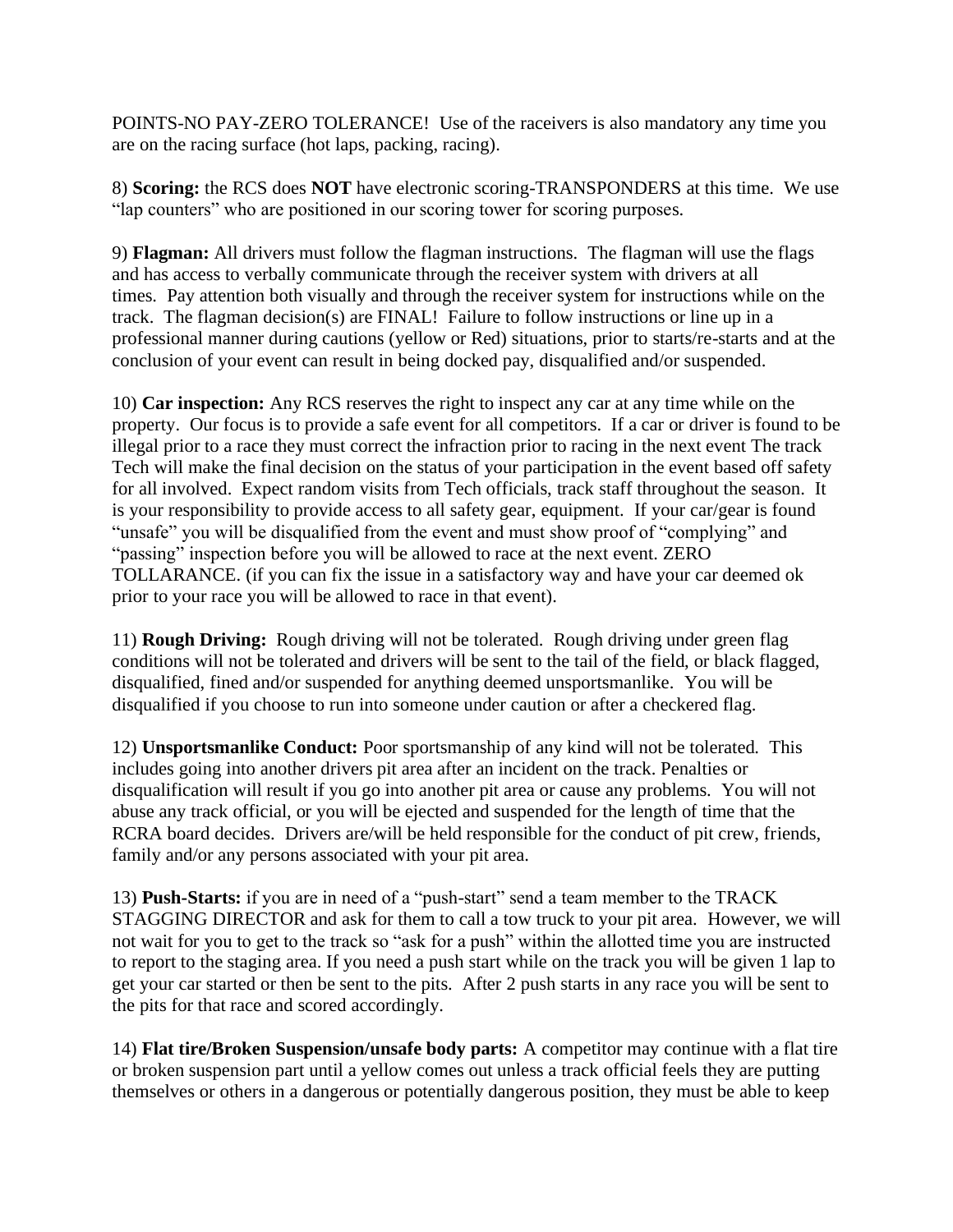POINTS-NO PAY-ZERO TOLERANCE! Use of the raceivers is also mandatory any time you are on the racing surface (hot laps, packing, racing).

8) **Scoring:** the RCS does **NOT** have electronic scoring-TRANSPONDERS at this time. We use "lap counters" who are positioned in our scoring tower for scoring purposes.

9) **Flagman:** All drivers must follow the flagman instructions. The flagman will use the flags and has access to verbally communicate through the receiver system with drivers at all times. Pay attention both visually and through the receiver system for instructions while on the track. The flagman decision(s) are FINAL! Failure to follow instructions or line up in a professional manner during cautions (yellow or Red) situations, prior to starts/re-starts and at the conclusion of your event can result in being docked pay, disqualified and/or suspended.

10) **Car inspection:** Any RCS reserves the right to inspect any car at any time while on the property. Our focus is to provide a safe event for all competitors. If a car or driver is found to be illegal prior to a race they must correct the infraction prior to racing in the next event The track Tech will make the final decision on the status of your participation in the event based off safety for all involved. Expect random visits from Tech officials, track staff throughout the season. It is your responsibility to provide access to all safety gear, equipment. If your car/gear is found "unsafe" you will be disqualified from the event and must show proof of "complying" and "passing" inspection before you will be allowed to race at the next event. ZERO TOLLARANCE. (if you can fix the issue in a satisfactory way and have your car deemed ok prior to your race you will be allowed to race in that event).

11) **Rough Driving:** Rough driving will not be tolerated. Rough driving under green flag conditions will not be tolerated and drivers will be sent to the tail of the field, or black flagged, disqualified, fined and/or suspended for anything deemed unsportsmanlike. You will be disqualified if you choose to run into someone under caution or after a checkered flag.

12) **Unsportsmanlike Conduct:** Poor sportsmanship of any kind will not be tolerated. This includes going into another drivers pit area after an incident on the track. Penalties or disqualification will result if you go into another pit area or cause any problems. You will not abuse any track official, or you will be ejected and suspended for the length of time that the RCRA board decides. Drivers are/will be held responsible for the conduct of pit crew, friends, family and/or any persons associated with your pit area.

13) **Push-Starts:** if you are in need of a "push-start" send a team member to the TRACK STAGGING DIRECTOR and ask for them to call a tow truck to your pit area. However, we will not wait for you to get to the track so "ask for a push" within the allotted time you are instructed to report to the staging area. If you need a push start while on the track you will be given 1 lap to get your car started or then be sent to the pits. After 2 push starts in any race you will be sent to the pits for that race and scored accordingly.

14) **Flat tire/Broken Suspension/unsafe body parts:** A competitor may continue with a flat tire or broken suspension part until a yellow comes out unless a track official feels they are putting themselves or others in a dangerous or potentially dangerous position, they must be able to keep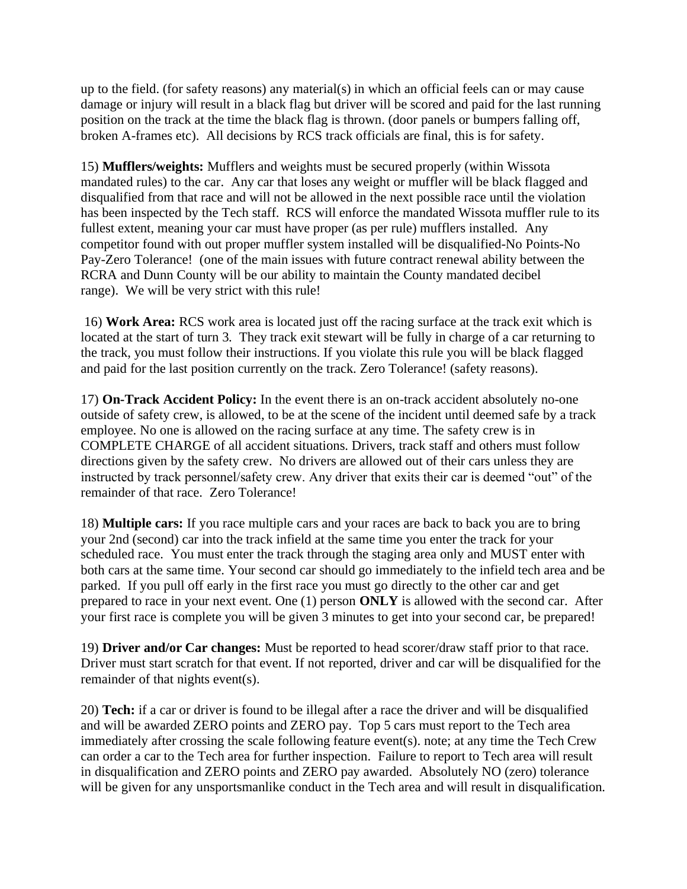up to the field. (for safety reasons) any material(s) in which an official feels can or may cause damage or injury will result in a black flag but driver will be scored and paid for the last running position on the track at the time the black flag is thrown. (door panels or bumpers falling off, broken A-frames etc). All decisions by RCS track officials are final, this is for safety.

15) **Mufflers/weights:** Mufflers and weights must be secured properly (within Wissota mandated rules) to the car. Any car that loses any weight or muffler will be black flagged and disqualified from that race and will not be allowed in the next possible race until the violation has been inspected by the Tech staff. RCS will enforce the mandated Wissota muffler rule to its fullest extent, meaning your car must have proper (as per rule) mufflers installed. Any competitor found with out proper muffler system installed will be disqualified-No Points-No Pay-Zero Tolerance! (one of the main issues with future contract renewal ability between the RCRA and Dunn County will be our ability to maintain the County mandated decibel range). We will be very strict with this rule!

16) **Work Area:** RCS work area is located just off the racing surface at the track exit which is located at the start of turn 3. They track exit stewart will be fully in charge of a car returning to the track, you must follow their instructions. If you violate this rule you will be black flagged and paid for the last position currently on the track. Zero Tolerance! (safety reasons).

17) **On-Track Accident Policy:** In the event there is an on-track accident absolutely no-one outside of safety crew, is allowed, to be at the scene of the incident until deemed safe by a track employee. No one is allowed on the racing surface at any time. The safety crew is in COMPLETE CHARGE of all accident situations. Drivers, track staff and others must follow directions given by the safety crew. No drivers are allowed out of their cars unless they are instructed by track personnel/safety crew. Any driver that exits their car is deemed "out" of the remainder of that race. Zero Tolerance!

18) **Multiple cars:** If you race multiple cars and your races are back to back you are to bring your 2nd (second) car into the track infield at the same time you enter the track for your scheduled race. You must enter the track through the staging area only and MUST enter with both cars at the same time. Your second car should go immediately to the infield tech area and be parked. If you pull off early in the first race you must go directly to the other car and get prepared to race in your next event. One (1) person **ONLY** is allowed with the second car. After your first race is complete you will be given 3 minutes to get into your second car, be prepared!

19) **Driver and/or Car changes:** Must be reported to head scorer/draw staff prior to that race. Driver must start scratch for that event. If not reported, driver and car will be disqualified for the remainder of that nights event(s).

20) **Tech:** if a car or driver is found to be illegal after a race the driver and will be disqualified and will be awarded ZERO points and ZERO pay. Top 5 cars must report to the Tech area immediately after crossing the scale following feature event(s). note; at any time the Tech Crew can order a car to the Tech area for further inspection. Failure to report to Tech area will result in disqualification and ZERO points and ZERO pay awarded. Absolutely NO (zero) tolerance will be given for any unsportsmanlike conduct in the Tech area and will result in disqualification.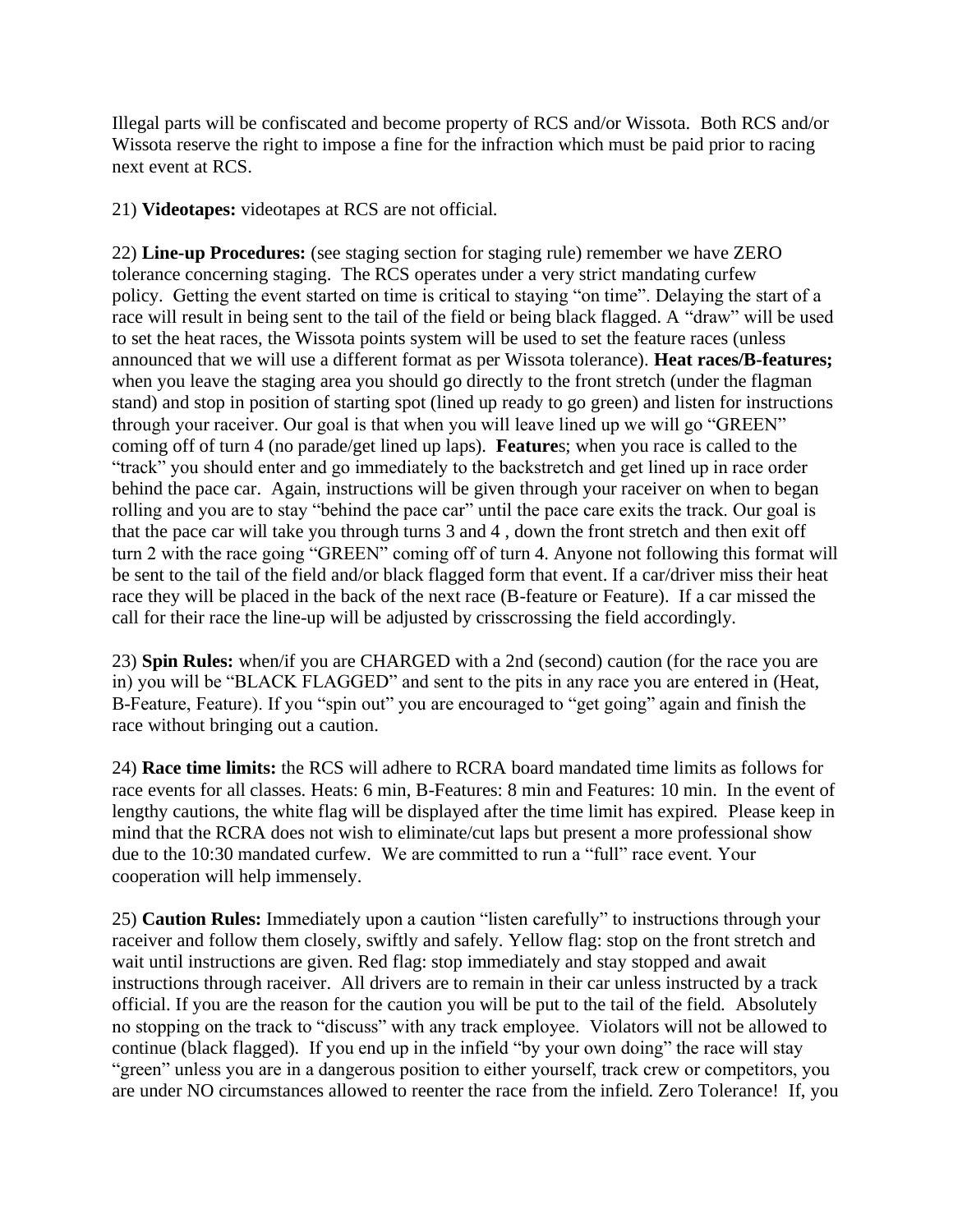Illegal parts will be confiscated and become property of RCS and/or Wissota. Both RCS and/or Wissota reserve the right to impose a fine for the infraction which must be paid prior to racing next event at RCS.

21) **Videotapes:** videotapes at RCS are not official.

22) **Line-up Procedures:** (see staging section for staging rule) remember we have ZERO tolerance concerning staging. The RCS operates under a very strict mandating curfew policy. Getting the event started on time is critical to staying "on time". Delaying the start of a race will result in being sent to the tail of the field or being black flagged. A "draw" will be used to set the heat races, the Wissota points system will be used to set the feature races (unless announced that we will use a different format as per Wissota tolerance). **Heat races/B-features;** when you leave the staging area you should go directly to the front stretch (under the flagman stand) and stop in position of starting spot (lined up ready to go green) and listen for instructions through your raceiver. Our goal is that when you will leave lined up we will go "GREEN" coming off of turn 4 (no parade/get lined up laps). **Feature**s; when you race is called to the "track" you should enter and go immediately to the backstretch and get lined up in race order behind the pace car. Again, instructions will be given through your raceiver on when to began rolling and you are to stay "behind the pace car" until the pace care exits the track. Our goal is that the pace car will take you through turns 3 and 4 , down the front stretch and then exit off turn 2 with the race going "GREEN" coming off of turn 4. Anyone not following this format will be sent to the tail of the field and/or black flagged form that event. If a car/driver miss their heat race they will be placed in the back of the next race (B-feature or Feature). If a car missed the call for their race the line-up will be adjusted by crisscrossing the field accordingly.

23) **Spin Rules:** when/if you are CHARGED with a 2nd (second) caution (for the race you are in) you will be "BLACK FLAGGED" and sent to the pits in any race you are entered in (Heat, B-Feature, Feature). If you "spin out" you are encouraged to "get going" again and finish the race without bringing out a caution.

24) **Race time limits:** the RCS will adhere to RCRA board mandated time limits as follows for race events for all classes. Heats: 6 min, B-Features: 8 min and Features: 10 min. In the event of lengthy cautions, the white flag will be displayed after the time limit has expired. Please keep in mind that the RCRA does not wish to eliminate/cut laps but present a more professional show due to the 10:30 mandated curfew. We are committed to run a "full" race event. Your cooperation will help immensely.

25) **Caution Rules:** Immediately upon a caution "listen carefully" to instructions through your raceiver and follow them closely, swiftly and safely. Yellow flag: stop on the front stretch and wait until instructions are given. Red flag: stop immediately and stay stopped and await instructions through raceiver. All drivers are to remain in their car unless instructed by a track official. If you are the reason for the caution you will be put to the tail of the field. Absolutely no stopping on the track to "discuss" with any track employee. Violators will not be allowed to continue (black flagged). If you end up in the infield "by your own doing" the race will stay "green" unless you are in a dangerous position to either yourself, track crew or competitors, you are under NO circumstances allowed to reenter the race from the infield. Zero Tolerance! If, you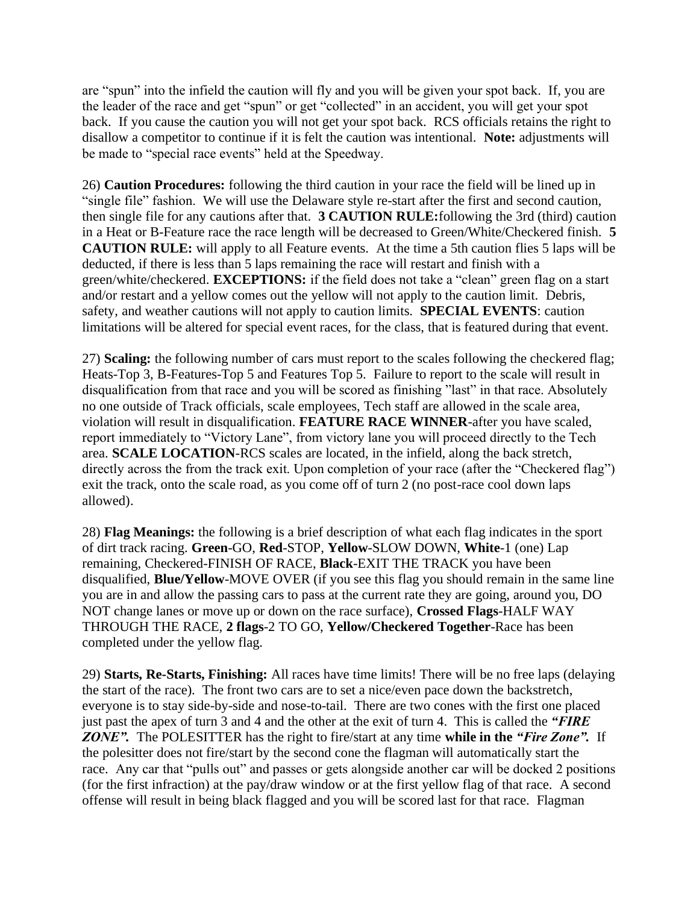are "spun" into the infield the caution will fly and you will be given your spot back. If, you are the leader of the race and get "spun" or get "collected" in an accident, you will get your spot back. If you cause the caution you will not get your spot back. RCS officials retains the right to disallow a competitor to continue if it is felt the caution was intentional. **Note:** adjustments will be made to "special race events" held at the Speedway.

26) **Caution Procedures:** following the third caution in your race the field will be lined up in "single file" fashion. We will use the Delaware style re-start after the first and second caution, then single file for any cautions after that. **3 CAUTION RULE:**following the 3rd (third) caution in a Heat or B-Feature race the race length will be decreased to Green/White/Checkered finish. **5 CAUTION RULE:** will apply to all Feature events. At the time a 5th caution flies 5 laps will be deducted, if there is less than 5 laps remaining the race will restart and finish with a green/white/checkered. **EXCEPTIONS:** if the field does not take a "clean" green flag on a start and/or restart and a yellow comes out the yellow will not apply to the caution limit. Debris, safety, and weather cautions will not apply to caution limits. **SPECIAL EVENTS**: caution limitations will be altered for special event races, for the class, that is featured during that event.

27) **Scaling:** the following number of cars must report to the scales following the checkered flag; Heats-Top 3, B-Features-Top 5 and Features Top 5. Failure to report to the scale will result in disqualification from that race and you will be scored as finishing "last" in that race. Absolutely no one outside of Track officials, scale employees, Tech staff are allowed in the scale area, violation will result in disqualification. **FEATURE RACE WINNER**-after you have scaled, report immediately to "Victory Lane", from victory lane you will proceed directly to the Tech area. **SCALE LOCATION**-RCS scales are located, in the infield, along the back stretch, directly across the from the track exit. Upon completion of your race (after the "Checkered flag") exit the track, onto the scale road, as you come off of turn 2 (no post-race cool down laps allowed).

28) **Flag Meanings:** the following is a brief description of what each flag indicates in the sport of dirt track racing. **Green**-GO, **Red**-STOP, **Yellow**-SLOW DOWN, **White**-1 (one) Lap remaining, Checkered-FINISH OF RACE, **Black**-EXIT THE TRACK you have been disqualified, **Blue/Yellow**-MOVE OVER (if you see this flag you should remain in the same line you are in and allow the passing cars to pass at the current rate they are going, around you, DO NOT change lanes or move up or down on the race surface), **Crossed Flags**-HALF WAY THROUGH THE RACE, **2 flags**-2 TO GO, **Yellow/Checkered Together**-Race has been completed under the yellow flag.

29) **Starts, Re-Starts, Finishing:** All races have time limits! There will be no free laps (delaying the start of the race). The front two cars are to set a nice/even pace down the backstretch, everyone is to stay side-by-side and nose-to-tail. There are two cones with the first one placed just past the apex of turn 3 and 4 and the other at the exit of turn 4. This is called the ***"FIRE ZONE".*** The POLESITTER has the right to fire/start at any time **while in the *"Fire Zone".*** If the polesitter does not fire/start by the second cone the flagman will automatically start the race. Any car that "pulls out" and passes or gets alongside another car will be docked 2 positions (for the first infraction) at the pay/draw window or at the first yellow flag of that race. A second offense will result in being black flagged and you will be scored last for that race. Flagman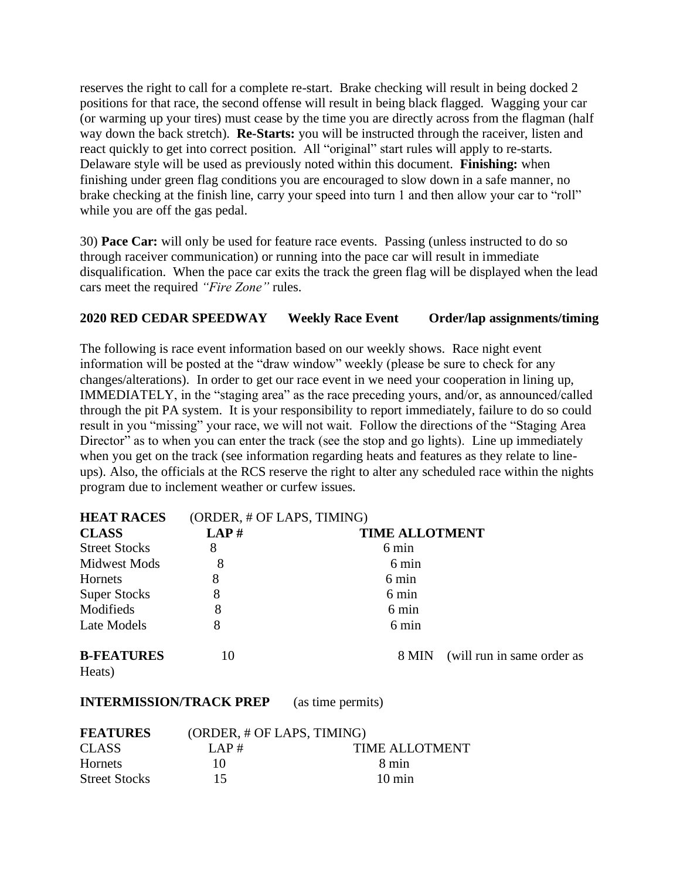reserves the right to call for a complete re-start. Brake checking will result in being docked 2 positions for that race, the second offense will result in being black flagged. Wagging your car (or warming up your tires) must cease by the time you are directly across from the flagman (half way down the back stretch). **Re-Starts:** you will be instructed through the raceiver, listen and react quickly to get into correct position. All "original" start rules will apply to re-starts. Delaware style will be used as previously noted within this document. **Finishing:** when finishing under green flag conditions you are encouraged to slow down in a safe manner, no brake checking at the finish line, carry your speed into turn 1 and then allow your car to "roll" while you are off the gas pedal.

30) **Pace Car:** will only be used for feature race events. Passing (unless instructed to do so through raceiver communication) or running into the pace car will result in immediate disqualification. When the pace car exits the track the green flag will be displayed when the lead cars meet the required *"Fire Zone"* rules.

**2020 RED CEDAR SPEEDWAY Weekly Race Event Order/lap assignments/timing**

The following is race event information based on our weekly shows. Race night event information will be posted at the "draw window" weekly (please be sure to check for any changes/alterations). In order to get our race event in we need your cooperation in lining up, IMMEDIATELY, in the "staging area" as the race preceding yours, and/or, as announced/called through the pit PA system. It is your responsibility to report immediately, failure to do so could result in you "missing" your race, we will not wait. Follow the directions of the "Staging Area Director" as to when you can enter the track (see the stop and go lights). Line up immediately when you get on the track (see information regarding heats and features as they relate to line-ups). Also, the officials at the RCS reserve the right to alter any scheduled race within the nights program due to inclement weather or curfew issues.

**HEAT RACES** (ORDER, # OF LAPS, TIMING)

| **CLASS** | **LAP #** | **TIME ALLOTMENT** |
|---|---|---|
| Street Stocks | 8 | 6 min |
| Midwest Mods | 8 | 6 min |
| Hornets | 8 | 6 min |
| Super Stocks | 8 | 6 min |
| Modifieds | 8 | 6 min |
| Late Models | 8 | 6 min |
| **B-FEATURES** | 10 | 8 MIN (will run in same order as Heats) |

**INTERMISSION/TRACK PREP** (as time permits)

**FEATURES** (ORDER, # OF LAPS, TIMING)

| CLASS | LAP # | TIME ALLOTMENT |
|---|---|---|
| Hornets | 10 | 8 min |
| Street Stocks | 15 | 10 min |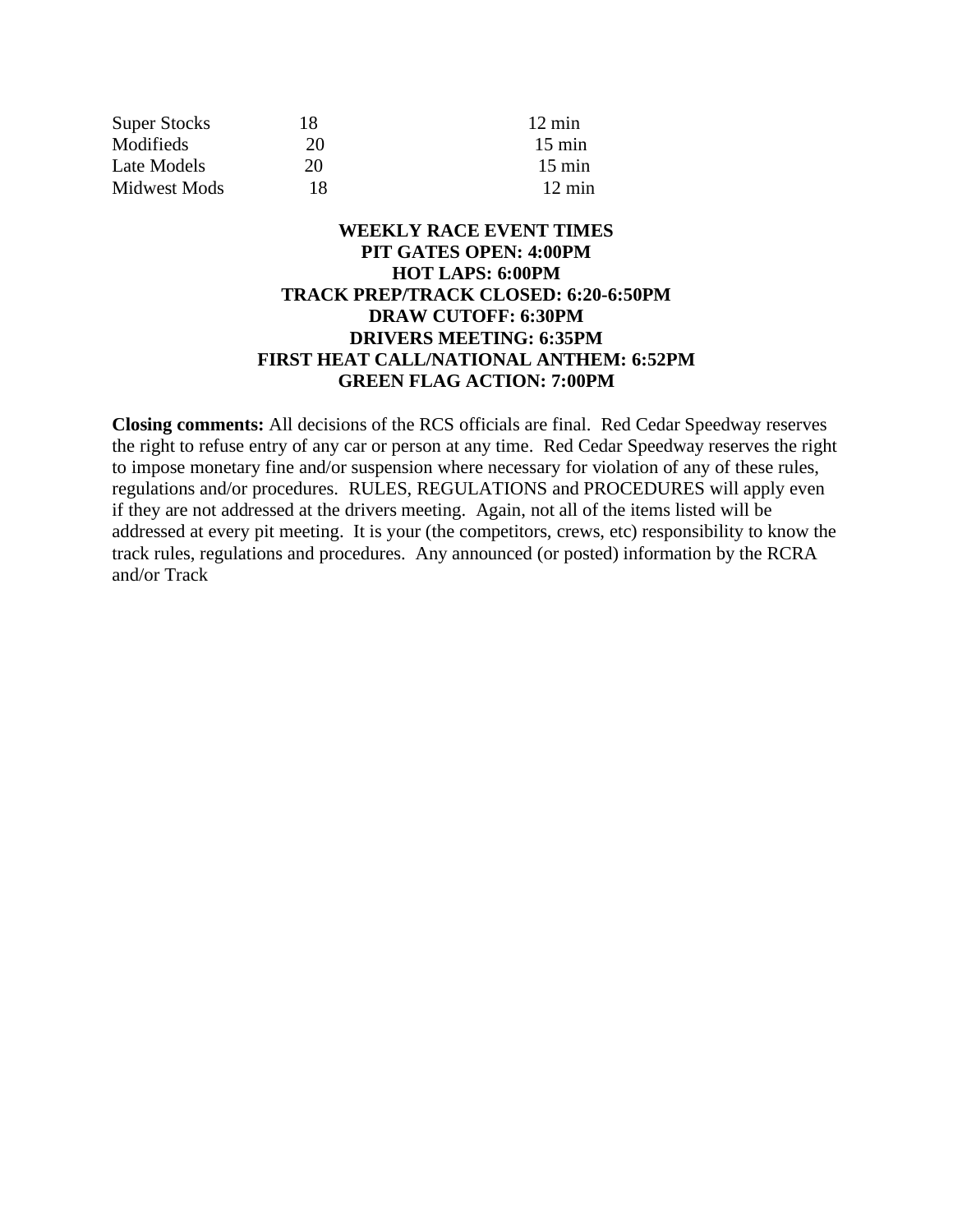| | | |
|---|---|---|
| Super Stocks | 18 | 12 min |
| Modifieds | 20 | 15 min |
| Late Models | 20 | 15 min |
| Midwest Mods | 18 | 12 min |

**WEEKLY RACE EVENT TIMES**
**PIT GATES OPEN: 4:00PM**
**HOT LAPS: 6:00PM**
**TRACK PREP/TRACK CLOSED: 6:20-6:50PM**
**DRAW CUTOFF: 6:30PM**
**DRIVERS MEETING: 6:35PM**
**FIRST HEAT CALL/NATIONAL ANTHEM: 6:52PM**
**GREEN FLAG ACTION: 7:00PM**

**Closing comments:** All decisions of the RCS officials are final. Red Cedar Speedway reserves the right to refuse entry of any car or person at any time. Red Cedar Speedway reserves the right to impose monetary fine and/or suspension where necessary for violation of any of these rules, regulations and/or procedures. RULES, REGULATIONS and PROCEDURES will apply even if they are not addressed at the drivers meeting. Again, not all of the items listed will be addressed at every pit meeting. It is your (the competitors, crews, etc) responsibility to know the track rules, regulations and procedures. Any announced (or posted) information by the RCRA and/or Track